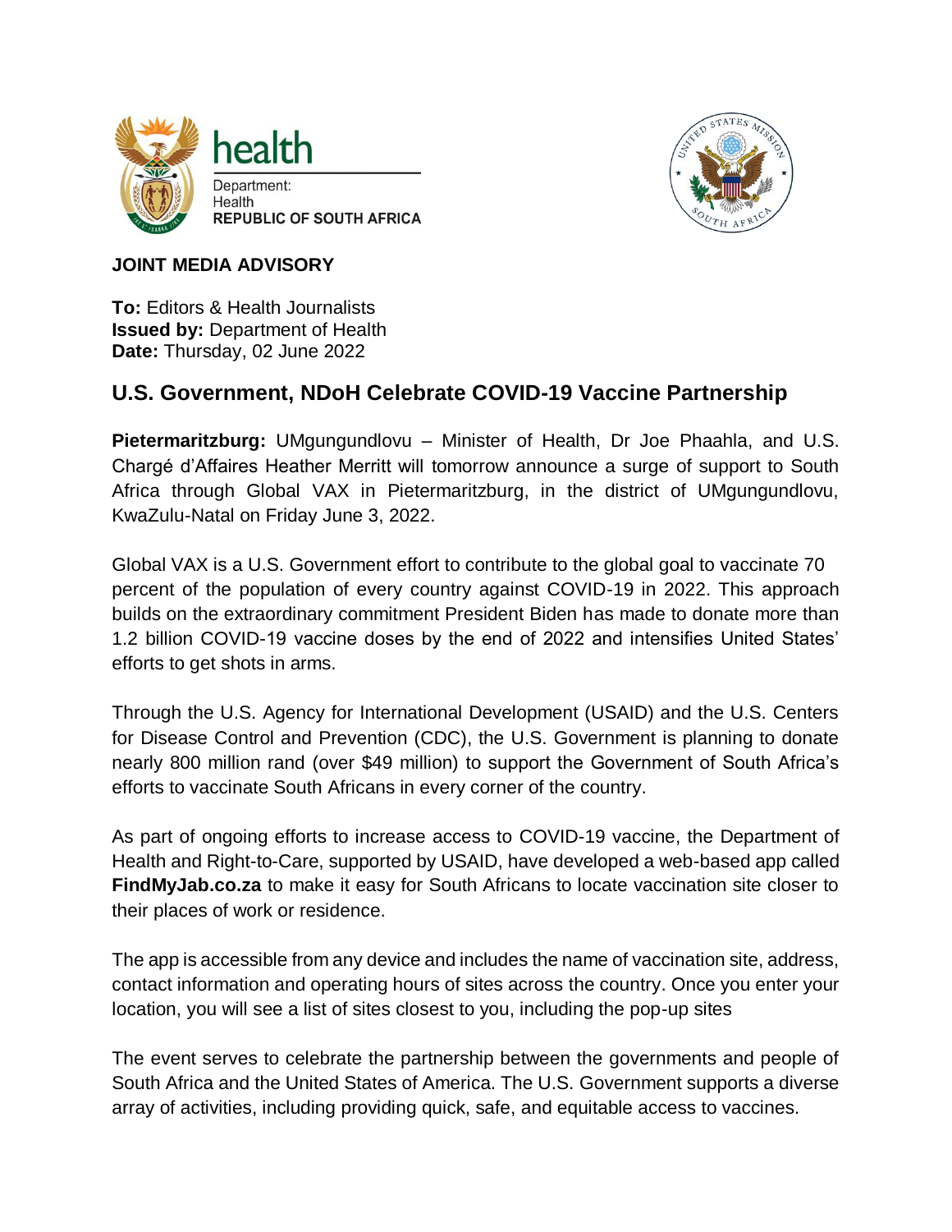health
Department:
Health
**REPUBLIC OF SOUTH AFRICA**

**JOINT MEDIA ADVISORY**

**To:** Editors & Health Journalists
**Issued by:** Department of Health
**Date:** Thursday, 02 June 2022

## U.S. Government, NDoH Celebrate COVID-19 Vaccine Partnership

**Pietermaritzburg:** UMgungundlovu – Minister of Health, Dr Joe Phaahla, and U.S. Chargé d'Affaires Heather Merritt will tomorrow announce a surge of support to South Africa through Global VAX in Pietermaritzburg, in the district of UMgungundlovu, KwaZulu-Natal on Friday June 3, 2022.

Global VAX is a U.S. Government effort to contribute to the global goal to vaccinate 70 percent of the population of every country against COVID-19 in 2022. This approach builds on the extraordinary commitment President Biden has made to donate more than 1.2 billion COVID-19 vaccine doses by the end of 2022 and intensifies United States' efforts to get shots in arms.

Through the U.S. Agency for International Development (USAID) and the U.S. Centers for Disease Control and Prevention (CDC), the U.S. Government is planning to donate nearly 800 million rand (over $49 million) to support the Government of South Africa's efforts to vaccinate South Africans in every corner of the country.

As part of ongoing efforts to increase access to COVID-19 vaccine, the Department of Health and Right-to-Care, supported by USAID, have developed a web-based app called **FindMyJab.co.za** to make it easy for South Africans to locate vaccination site closer to their places of work or residence.

The app is accessible from any device and includes the name of vaccination site, address, contact information and operating hours of sites across the country. Once you enter your location, you will see a list of sites closest to you, including the pop-up sites

The event serves to celebrate the partnership between the governments and people of South Africa and the United States of America. The U.S. Government supports a diverse array of activities, including providing quick, safe, and equitable access to vaccines.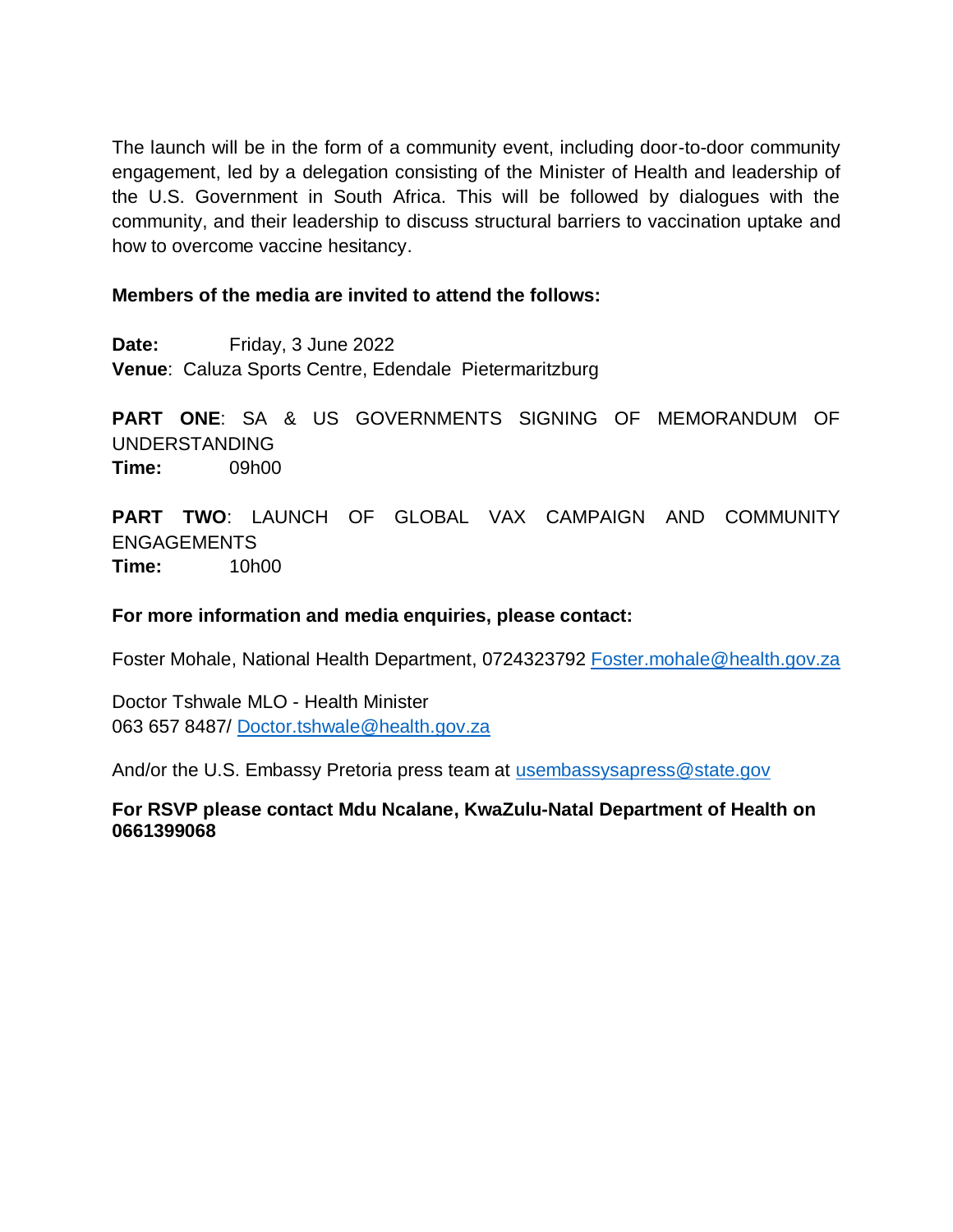The launch will be in the form of a community event, including door-to-door community engagement, led by a delegation consisting of the Minister of Health and leadership of the U.S. Government in South Africa. This will be followed by dialogues with the community, and their leadership to discuss structural barriers to vaccination uptake and how to overcome vaccine hesitancy.

**Members of the media are invited to attend the follows:**

**Date:** Friday, 3 June 2022
**Venue**: Caluza Sports Centre, Edendale Pietermaritzburg

**PART ONE**: SA & US GOVERNMENTS SIGNING OF MEMORANDUM OF UNDERSTANDING
**Time:** 09h00

**PART TWO**: LAUNCH OF GLOBAL VAX CAMPAIGN AND COMMUNITY ENGAGEMENTS
**Time:** 10h00

**For more information and media enquiries, please contact:**

Foster Mohale, National Health Department, 0724323792 Foster.mohale@health.gov.za

Doctor Tshwale MLO - Health Minister
063 657 8487/ Doctor.tshwale@health.gov.za

And/or the U.S. Embassy Pretoria press team at usembassysapress@state.gov

**For RSVP please contact Mdu Ncalane, KwaZulu-Natal Department of Health on 0661399068**